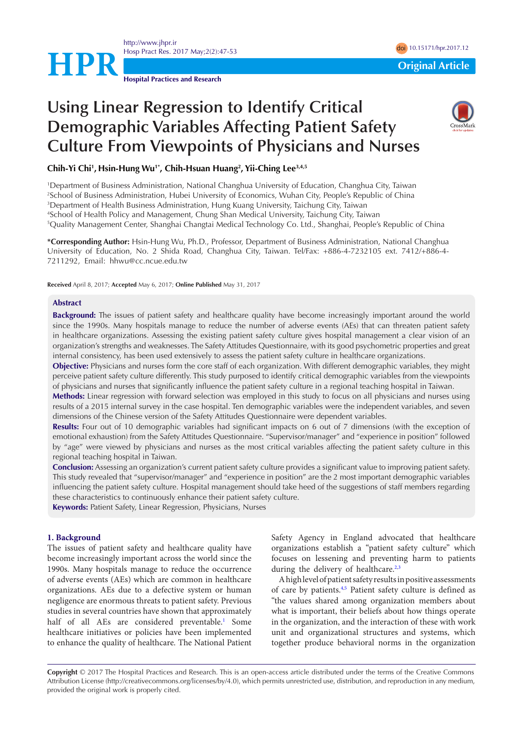Original Article

# Using Linear Regression to Identify Critical Demographic Variables Affecting Patient Safety Culture From Viewpoints of Physicians and Nurses

**Chih-Yi Chi[1], Hsin-Hung Wu[1*], Chih-Hsuan Huang[2], Yii-Ching Lee[3,4,5]**

[1]Department of Business Administration, National Changhua University of Education, Changhua City, Taiwan
[2]School of Business Administration, Hubei University of Economics, Wuhan City, People's Republic of China
[3]Department of Health Business Administration, Hung Kuang University, Taichung City, Taiwan
[4]School of Health Policy and Management, Chung Shan Medical University, Taichung City, Taiwan
[5]Quality Management Center, Shanghai Changtai Medical Technology Co. Ltd., Shanghai, People's Republic of China

**\*Corresponding Author:** Hsin-Hung Wu, Ph.D., Professor, Department of Business Administration, National Changhua University of Education, No. 2 Shida Road, Changhua City, Taiwan. Tel/Fax: +886-4-7232105 ext. 7412/+886-4-7211292, Email: hhwu@cc.ncue.edu.tw

**Received** April 8, 2017; **Accepted** May 6, 2017; **Online Published** May 31, 2017

## Abstract

**Background:** The issues of patient safety and healthcare quality have become increasingly important around the world since the 1990s. Many hospitals manage to reduce the number of adverse events (AEs) that can threaten patient safety in healthcare organizations. Assessing the existing patient safety culture gives hospital management a clear vision of an organization's strengths and weaknesses. The Safety Attitudes Questionnaire, with its good psychometric properties and great internal consistency, has been used extensively to assess the patient safety culture in healthcare organizations.

**Objective:** Physicians and nurses form the core staff of each organization. With different demographic variables, they might perceive patient safety culture differently. This study purposed to identify critical demographic variables from the viewpoints of physicians and nurses that significantly influence the patient safety culture in a regional teaching hospital in Taiwan.

**Methods:** Linear regression with forward selection was employed in this study to focus on all physicians and nurses using results of a 2015 internal survey in the case hospital. Ten demographic variables were the independent variables, and seven dimensions of the Chinese version of the Safety Attitudes Questionnaire were dependent variables.

**Results:** Four out of 10 demographic variables had significant impacts on 6 out of 7 dimensions (with the exception of emotional exhaustion) from the Safety Attitudes Questionnaire. "Supervisor/manager" and "experience in position" followed by "age" were viewed by physicians and nurses as the most critical variables affecting the patient safety culture in this regional teaching hospital in Taiwan.

**Conclusion:** Assessing an organization's current patient safety culture provides a significant value to improving patient safety. This study revealed that "supervisor/manager" and "experience in position" are the 2 most important demographic variables influencing the patient safety culture. Hospital management should take heed of the suggestions of staff members regarding these characteristics to continuously enhance their patient safety culture.

**Keywords:** Patient Safety, Linear Regression, Physicians, Nurses

## 1. Background

The issues of patient safety and healthcare quality have become increasingly important across the world since the 1990s. Many hospitals manage to reduce the occurrence of adverse events (AEs) which are common in healthcare organizations. AEs due to a defective system or human negligence are enormous threats to patient safety. Previous studies in several countries have shown that approximately half of all AEs are considered preventable.[1] Some healthcare initiatives or policies have been implemented to enhance the quality of healthcare. The National Patient Safety Agency in England advocated that healthcare organizations establish a "patient safety culture" which focuses on lessening and preventing harm to patients during the delivery of healthcare.[2,3]

A high level of patient safety results in positive assessments of care by patients.[4,5] Patient safety culture is defined as "the values shared among organization members about what is important, their beliefs about how things operate in the organization, and the interaction of these with work unit and organizational structures and systems, which together produce behavioral norms in the organization

**Copyright** © 2017 The Hospital Practices and Research. This is an open-access article distributed under the terms of the Creative Commons Attribution License (http://creativecommons.org/licenses/by/4.0), which permits unrestricted use, distribution, and reproduction in any medium, provided the original work is properly cited.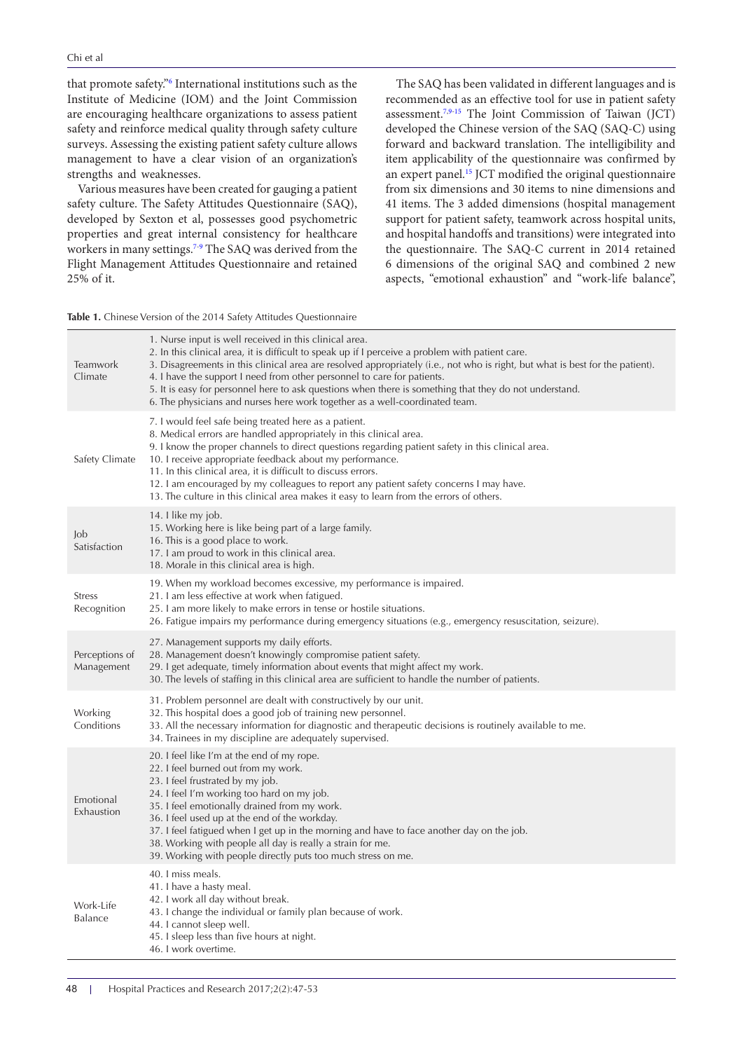that promote safety."[6] International institutions such as the Institute of Medicine (IOM) and the Joint Commission are encouraging healthcare organizations to assess patient safety and reinforce medical quality through safety culture surveys. Assessing the existing patient safety culture allows management to have a clear vision of an organization's strengths and weaknesses.

Various measures have been created for gauging a patient safety culture. The Safety Attitudes Questionnaire (SAQ), developed by Sexton et al, possesses good psychometric properties and great internal consistency for healthcare workers in many settings.[7-9] The SAQ was derived from the Flight Management Attitudes Questionnaire and retained 25% of it.

The SAQ has been validated in different languages and is recommended as an effective tool for use in patient safety assessment.[7,9-15] The Joint Commission of Taiwan (JCT) developed the Chinese version of the SAQ (SAQ-C) using forward and backward translation. The intelligibility and item applicability of the questionnaire was confirmed by an expert panel.[15] JCT modified the original questionnaire from six dimensions and 30 items to nine dimensions and 41 items. The 3 added dimensions (hospital management support for patient safety, teamwork across hospital units, and hospital handoffs and transitions) were integrated into the questionnaire. The SAQ-C current in 2014 retained 6 dimensions of the original SAQ and combined 2 new aspects, "emotional exhaustion" and "work-life balance",

**Table 1.** Chinese Version of the 2014 Safety Attitudes Questionnaire

| Dimension | Items |
|---|---|
| Teamwork Climate | 1. Nurse input is well received in this clinical area.<br>2. In this clinical area, it is difficult to speak up if I perceive a problem with patient care.<br>3. Disagreements in this clinical area are resolved appropriately (i.e., not who is right, but what is best for the patient).<br>4. I have the support I need from other personnel to care for patients.<br>5. It is easy for personnel here to ask questions when there is something that they do not understand.<br>6. The physicians and nurses here work together as a well-coordinated team. |
| Safety Climate | 7. I would feel safe being treated here as a patient.<br>8. Medical errors are handled appropriately in this clinical area.<br>9. I know the proper channels to direct questions regarding patient safety in this clinical area.<br>10. I receive appropriate feedback about my performance.<br>11. In this clinical area, it is difficult to discuss errors.<br>12. I am encouraged by my colleagues to report any patient safety concerns I may have.<br>13. The culture in this clinical area makes it easy to learn from the errors of others. |
| Job Satisfaction | 14. I like my job.<br>15. Working here is like being part of a large family.<br>16. This is a good place to work.<br>17. I am proud to work in this clinical area.<br>18. Morale in this clinical area is high. |
| Stress Recognition | 19. When my workload becomes excessive, my performance is impaired.<br>21. I am less effective at work when fatigued.<br>25. I am more likely to make errors in tense or hostile situations.<br>26. Fatigue impairs my performance during emergency situations (e.g., emergency resuscitation, seizure). |
| Perceptions of Management | 27. Management supports my daily efforts.<br>28. Management doesn't knowingly compromise patient safety.<br>29. I get adequate, timely information about events that might affect my work.<br>30. The levels of staffing in this clinical area are sufficient to handle the number of patients. |
| Working Conditions | 31. Problem personnel are dealt with constructively by our unit.<br>32. This hospital does a good job of training new personnel.<br>33. All the necessary information for diagnostic and therapeutic decisions is routinely available to me.<br>34. Trainees in my discipline are adequately supervised. |
| Emotional Exhaustion | 20. I feel like I'm at the end of my rope.<br>22. I feel burned out from my work.<br>23. I feel frustrated by my job.<br>24. I feel I'm working too hard on my job.<br>35. I feel emotionally drained from my work.<br>36. I feel used up at the end of the workday.<br>37. I feel fatigued when I get up in the morning and have to face another day on the job.<br>38. Working with people all day is really a strain for me.<br>39. Working with people directly puts too much stress on me. |
| Work-Life Balance | 40. I miss meals.<br>41. I have a hasty meal.<br>42. I work all day without break.<br>43. I change the individual or family plan because of work.<br>44. I cannot sleep well.<br>45. I sleep less than five hours at night.<br>46. I work overtime. |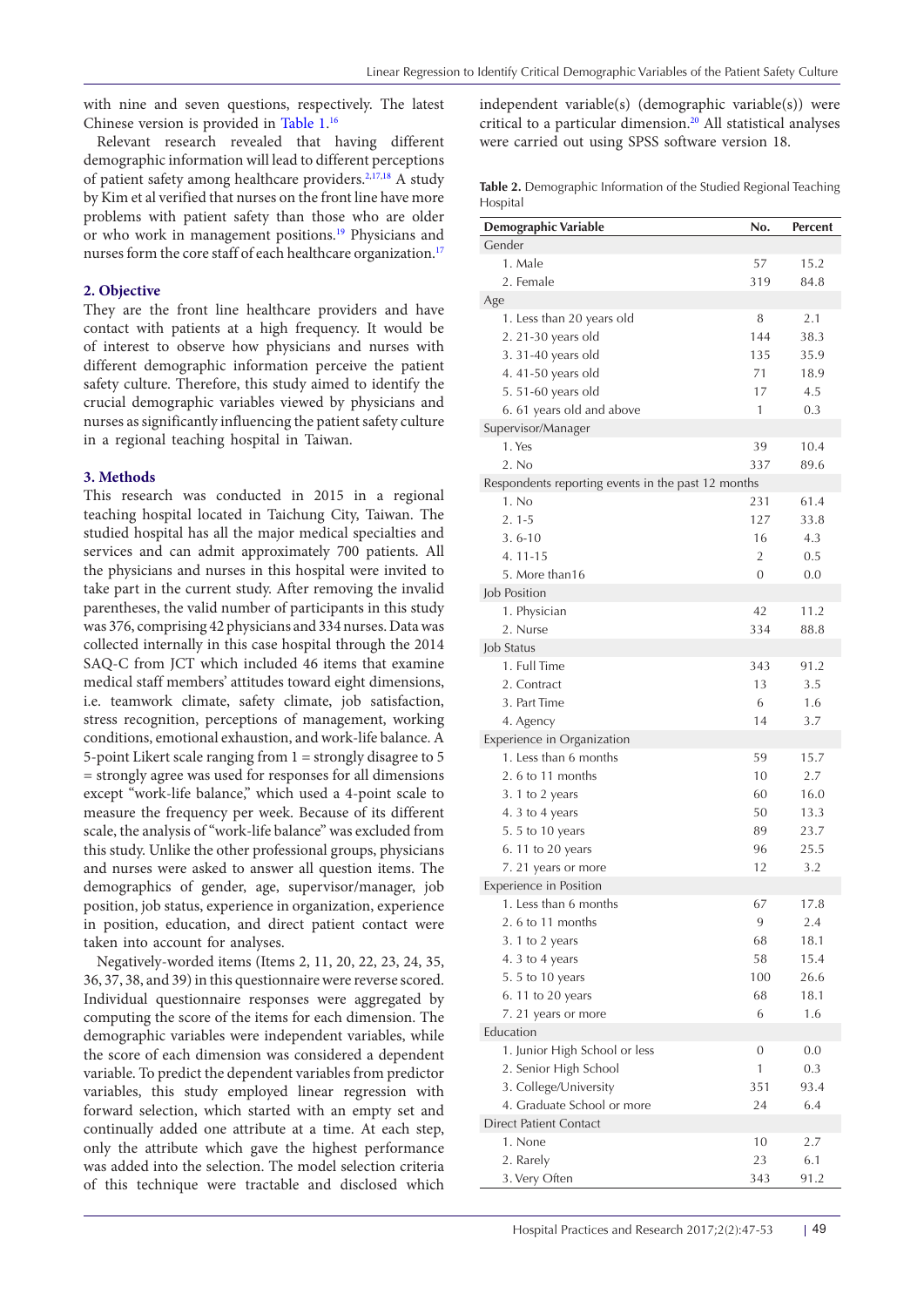with nine and seven questions, respectively. The latest Chinese version is provided in Table 1.[16]

Relevant research revealed that having different demographic information will lead to different perceptions of patient safety among healthcare providers.[2,17,18] A study by Kim et al verified that nurses on the front line have more problems with patient safety than those who are older or who work in management positions.[19] Physicians and nurses form the core staff of each healthcare organization.[17]

## 2. Objective

They are the front line healthcare providers and have contact with patients at a high frequency. It would be of interest to observe how physicians and nurses with different demographic information perceive the patient safety culture. Therefore, this study aimed to identify the crucial demographic variables viewed by physicians and nurses as significantly influencing the patient safety culture in a regional teaching hospital in Taiwan.

## 3. Methods

This research was conducted in 2015 in a regional teaching hospital located in Taichung City, Taiwan. The studied hospital has all the major medical specialties and services and can admit approximately 700 patients. All the physicians and nurses in this hospital were invited to take part in the current study. After removing the invalid parentheses, the valid number of participants in this study was 376, comprising 42 physicians and 334 nurses. Data was collected internally in this case hospital through the 2014 SAQ-C from JCT which included 46 items that examine medical staff members' attitudes toward eight dimensions, i.e. teamwork climate, safety climate, job satisfaction, stress recognition, perceptions of management, working conditions, emotional exhaustion, and work-life balance. A 5-point Likert scale ranging from 1 = strongly disagree to 5 = strongly agree was used for responses for all dimensions except "work-life balance," which used a 4-point scale to measure the frequency per week. Because of its different scale, the analysis of "work-life balance" was excluded from this study. Unlike the other professional groups, physicians and nurses were asked to answer all question items. The demographics of gender, age, supervisor/manager, job position, job status, experience in organization, experience in position, education, and direct patient contact were taken into account for analyses.

Negatively-worded items (Items 2, 11, 20, 22, 23, 24, 35, 36, 37, 38, and 39) in this questionnaire were reverse scored. Individual questionnaire responses were aggregated by computing the score of the items for each dimension. The demographic variables were independent variables, while the score of each dimension was considered a dependent variable. To predict the dependent variables from predictor variables, this study employed linear regression with forward selection, which started with an empty set and continually added one attribute at a time. At each step, only the attribute which gave the highest performance was added into the selection. The model selection criteria of this technique were tractable and disclosed which independent variable(s) (demographic variable(s)) were critical to a particular dimension.[20] All statistical analyses were carried out using SPSS software version 18.

**Table 2.** Demographic Information of the Studied Regional Teaching Hospital

| Demographic Variable | No. | Percent |
|---|---|---|
| Gender | | |
| 1. Male | 57 | 15.2 |
| 2. Female | 319 | 84.8 |
| Age | | |
| 1. Less than 20 years old | 8 | 2.1 |
| 2. 21-30 years old | 144 | 38.3 |
| 3. 31-40 years old | 135 | 35.9 |
| 4. 41-50 years old | 71 | 18.9 |
| 5. 51-60 years old | 17 | 4.5 |
| 6. 61 years old and above | 1 | 0.3 |
| Supervisor/Manager | | |
| 1. Yes | 39 | 10.4 |
| 2. No | 337 | 89.6 |
| Respondents reporting events in the past 12 months | | |
| 1. No | 231 | 61.4 |
| 2. 1-5 | 127 | 33.8 |
| 3. 6-10 | 16 | 4.3 |
| 4. 11-15 | 2 | 0.5 |
| 5. More than16 | 0 | 0.0 |
| Job Position | | |
| 1. Physician | 42 | 11.2 |
| 2. Nurse | 334 | 88.8 |
| Job Status | | |
| 1. Full Time | 343 | 91.2 |
| 2. Contract | 13 | 3.5 |
| 3. Part Time | 6 | 1.6 |
| 4. Agency | 14 | 3.7 |
| Experience in Organization | | |
| 1. Less than 6 months | 59 | 15.7 |
| 2. 6 to 11 months | 10 | 2.7 |
| 3. 1 to 2 years | 60 | 16.0 |
| 4. 3 to 4 years | 50 | 13.3 |
| 5. 5 to 10 years | 89 | 23.7 |
| 6. 11 to 20 years | 96 | 25.5 |
| 7. 21 years or more | 12 | 3.2 |
| Experience in Position | | |
| 1. Less than 6 months | 67 | 17.8 |
| 2. 6 to 11 months | 9 | 2.4 |
| 3. 1 to 2 years | 68 | 18.1 |
| 4. 3 to 4 years | 58 | 15.4 |
| 5. 5 to 10 years | 100 | 26.6 |
| 6. 11 to 20 years | 68 | 18.1 |
| 7. 21 years or more | 6 | 1.6 |
| Education | | |
| 1. Junior High School or less | 0 | 0.0 |
| 2. Senior High School | 1 | 0.3 |
| 3. College/University | 351 | 93.4 |
| 4. Graduate School or more | 24 | 6.4 |
| Direct Patient Contact | | |
| 1. None | 10 | 2.7 |
| 2. Rarely | 23 | 6.1 |
| 3. Very Often | 343 | 91.2 |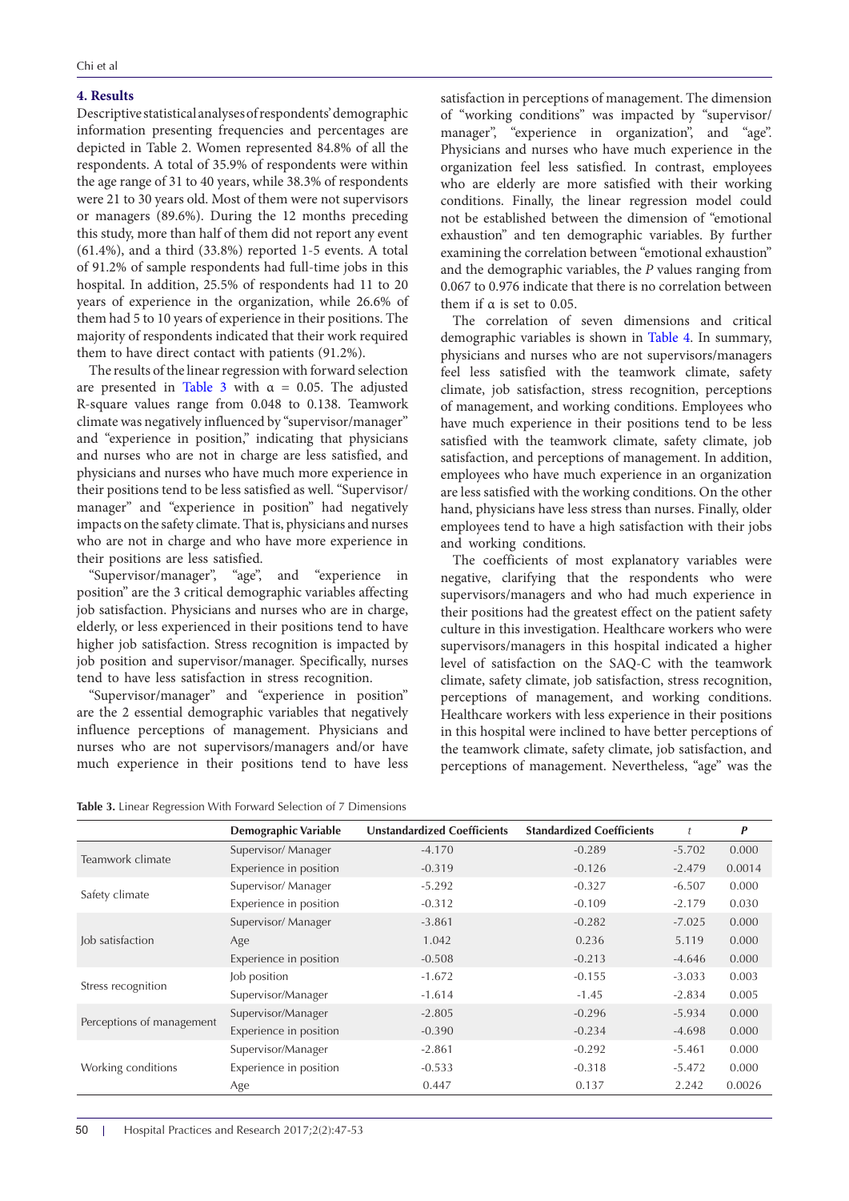### 4. Results

Descriptive statistical analyses of respondents' demographic information presenting frequencies and percentages are depicted in Table 2. Women represented 84.8% of all the respondents. A total of 35.9% of respondents were within the age range of 31 to 40 years, while 38.3% of respondents were 21 to 30 years old. Most of them were not supervisors or managers (89.6%). During the 12 months preceding this study, more than half of them did not report any event (61.4%), and a third (33.8%) reported 1-5 events. A total of 91.2% of sample respondents had full-time jobs in this hospital. In addition, 25.5% of respondents had 11 to 20 years of experience in the organization, while 26.6% of them had 5 to 10 years of experience in their positions. The majority of respondents indicated that their work required them to have direct contact with patients (91.2%).

The results of the linear regression with forward selection are presented in Table 3 with α = 0.05. The adjusted R-square values range from 0.048 to 0.138. Teamwork climate was negatively influenced by "supervisor/manager" and "experience in position," indicating that physicians and nurses who are not in charge are less satisfied, and physicians and nurses who have much more experience in their positions tend to be less satisfied as well. "Supervisor/manager" and "experience in position" had negatively impacts on the safety climate. That is, physicians and nurses who are not in charge and who have more experience in their positions are less satisfied.

"Supervisor/manager", "age", and "experience in position" are the 3 critical demographic variables affecting job satisfaction. Physicians and nurses who are in charge, elderly, or less experienced in their positions tend to have higher job satisfaction. Stress recognition is impacted by job position and supervisor/manager. Specifically, nurses tend to have less satisfaction in stress recognition.

"Supervisor/manager" and "experience in position" are the 2 essential demographic variables that negatively influence perceptions of management. Physicians and nurses who are not supervisors/managers and/or have much experience in their positions tend to have less satisfaction in perceptions of management. The dimension of "working conditions" was impacted by "supervisor/manager", "experience in organization", and "age". Physicians and nurses who have much experience in the organization feel less satisfied. In contrast, employees who are elderly are more satisfied with their working conditions. Finally, the linear regression model could not be established between the dimension of "emotional exhaustion" and ten demographic variables. By further examining the correlation between "emotional exhaustion" and the demographic variables, the *P* values ranging from 0.067 to 0.976 indicate that there is no correlation between them if α is set to 0.05.

The correlation of seven dimensions and critical demographic variables is shown in Table 4. In summary, physicians and nurses who are not supervisors/managers feel less satisfied with the teamwork climate, safety climate, job satisfaction, stress recognition, perceptions of management, and working conditions. Employees who have much experience in their positions tend to be less satisfied with the teamwork climate, safety climate, job satisfaction, and perceptions of management. In addition, employees who have much experience in an organization are less satisfied with the working conditions. On the other hand, physicians have less stress than nurses. Finally, older employees tend to have a high satisfaction with their jobs and working conditions.

The coefficients of most explanatory variables were negative, clarifying that the respondents who were supervisors/managers and who had much experience in their positions had the greatest effect on the patient safety culture in this investigation. Healthcare workers who were supervisors/managers in this hospital indicated a higher level of satisfaction on the SAQ-C with the teamwork climate, safety climate, job satisfaction, stress recognition, perceptions of management, and working conditions. Healthcare workers with less experience in their positions in this hospital were inclined to have better perceptions of the teamwork climate, safety climate, job satisfaction, and perceptions of management. Nevertheless, "age" was the

**Table 3.** Linear Regression With Forward Selection of 7 Dimensions

| | Demographic Variable | Unstandardized Coefficients | Standardized Coefficients | *t* | *P* |
|---|---|---|---|---|---|
| Teamwork climate | Supervisor/ Manager | -4.170 | -0.289 | -5.702 | 0.000 |
| | Experience in position | -0.319 | -0.126 | -2.479 | 0.0014 |
| Safety climate | Supervisor/ Manager | -5.292 | -0.327 | -6.507 | 0.000 |
| | Experience in position | -0.312 | -0.109 | -2.179 | 0.030 |
| Job satisfaction | Supervisor/ Manager | -3.861 | -0.282 | -7.025 | 0.000 |
| | Age | 1.042 | 0.236 | 5.119 | 0.000 |
| | Experience in position | -0.508 | -0.213 | -4.646 | 0.000 |
| Stress recognition | Job position | -1.672 | -0.155 | -3.033 | 0.003 |
| | Supervisor/Manager | -1.614 | -1.45 | -2.834 | 0.005 |
| Perceptions of management | Supervisor/Manager | -2.805 | -0.296 | -5.934 | 0.000 |
| | Experience in position | -0.390 | -0.234 | -4.698 | 0.000 |
| Working conditions | Supervisor/Manager | -2.861 | -0.292 | -5.461 | 0.000 |
| | Experience in position | -0.533 | -0.318 | -5.472 | 0.000 |
| | Age | 0.447 | 0.137 | 2.242 | 0.0026 |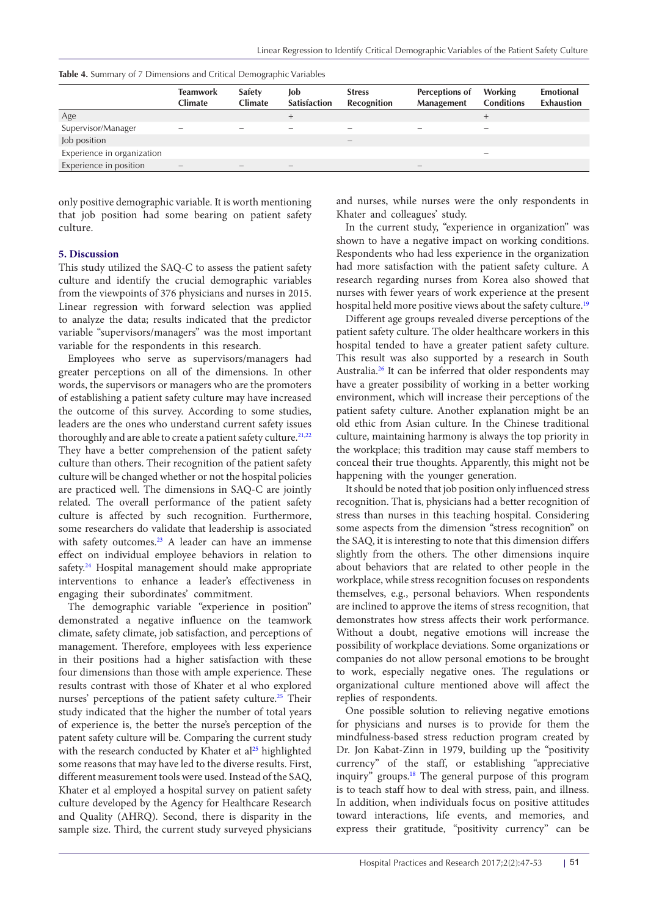**Table 4.** Summary of 7 Dimensions and Critical Demographic Variables

| | Teamwork Climate | Safety Climate | Job Satisfaction | Stress Recognition | Perceptions of Management | Working Conditions | Emotional Exhaustion |
|---|---|---|---|---|---|---|---|
| Age | | | + | | | + | |
| Supervisor/Manager | – | – | – | – | – | – | |
| Job position | | | | – | | | |
| Experience in organization | | | | | | – | |
| Experience in position | – | – | – | | – | | |

only positive demographic variable. It is worth mentioning that job position had some bearing on patient safety culture.

## 5. Discussion

This study utilized the SAQ-C to assess the patient safety culture and identify the crucial demographic variables from the viewpoints of 376 physicians and nurses in 2015. Linear regression with forward selection was applied to analyze the data; results indicated that the predictor variable "supervisors/managers" was the most important variable for the respondents in this research.

Employees who serve as supervisors/managers had greater perceptions on all of the dimensions. In other words, the supervisors or managers who are the promoters of establishing a patient safety culture may have increased the outcome of this survey. According to some studies, leaders are the ones who understand current safety issues thoroughly and are able to create a patient safety culture.[21,22] They have a better comprehension of the patient safety culture than others. Their recognition of the patient safety culture will be changed whether or not the hospital policies are practiced well. The dimensions in SAQ-C are jointly related. The overall performance of the patient safety culture is affected by such recognition. Furthermore, some researchers do validate that leadership is associated with safety outcomes.[23] A leader can have an immense effect on individual employee behaviors in relation to safety.[24] Hospital management should make appropriate interventions to enhance a leader's effectiveness in engaging their subordinates' commitment.

The demographic variable "experience in position" demonstrated a negative influence on the teamwork climate, safety climate, job satisfaction, and perceptions of management. Therefore, employees with less experience in their positions had a higher satisfaction with these four dimensions than those with ample experience. These results contrast with those of Khater et al who explored nurses' perceptions of the patient safety culture.[25] Their study indicated that the higher the number of total years of experience is, the better the nurse's perception of the patent safety culture will be. Comparing the current study with the research conducted by Khater et al[25] highlighted some reasons that may have led to the diverse results. First, different measurement tools were used. Instead of the SAQ, Khater et al employed a hospital survey on patient safety culture developed by the Agency for Healthcare Research and Quality (AHRQ). Second, there is disparity in the sample size. Third, the current study surveyed physicians and nurses, while nurses were the only respondents in Khater and colleagues' study.

In the current study, "experience in organization" was shown to have a negative impact on working conditions. Respondents who had less experience in the organization had more satisfaction with the patient safety culture. A research regarding nurses from Korea also showed that nurses with fewer years of work experience at the present hospital held more positive views about the safety culture.[19]

Different age groups revealed diverse perceptions of the patient safety culture. The older healthcare workers in this hospital tended to have a greater patient safety culture. This result was also supported by a research in South Australia.[26] It can be inferred that older respondents may have a greater possibility of working in a better working environment, which will increase their perceptions of the patient safety culture. Another explanation might be an old ethic from Asian culture. In the Chinese traditional culture, maintaining harmony is always the top priority in the workplace; this tradition may cause staff members to conceal their true thoughts. Apparently, this might not be happening with the younger generation.

It should be noted that job position only influenced stress recognition. That is, physicians had a better recognition of stress than nurses in this teaching hospital. Considering some aspects from the dimension "stress recognition" on the SAQ, it is interesting to note that this dimension differs slightly from the others. The other dimensions inquire about behaviors that are related to other people in the workplace, while stress recognition focuses on respondents themselves, e.g., personal behaviors. When respondents are inclined to approve the items of stress recognition, that demonstrates how stress affects their work performance. Without a doubt, negative emotions will increase the possibility of workplace deviations. Some organizations or companies do not allow personal emotions to be brought to work, especially negative ones. The regulations or organizational culture mentioned above will affect the replies of respondents.

One possible solution to relieving negative emotions for physicians and nurses is to provide for them the mindfulness-based stress reduction program created by Dr. Jon Kabat-Zinn in 1979, building up the "positivity currency" of the staff, or establishing "appreciative inquiry" groups.[18] The general purpose of this program is to teach staff how to deal with stress, pain, and illness. In addition, when individuals focus on positive attitudes toward interactions, life events, and memories, and express their gratitude, "positivity currency" can be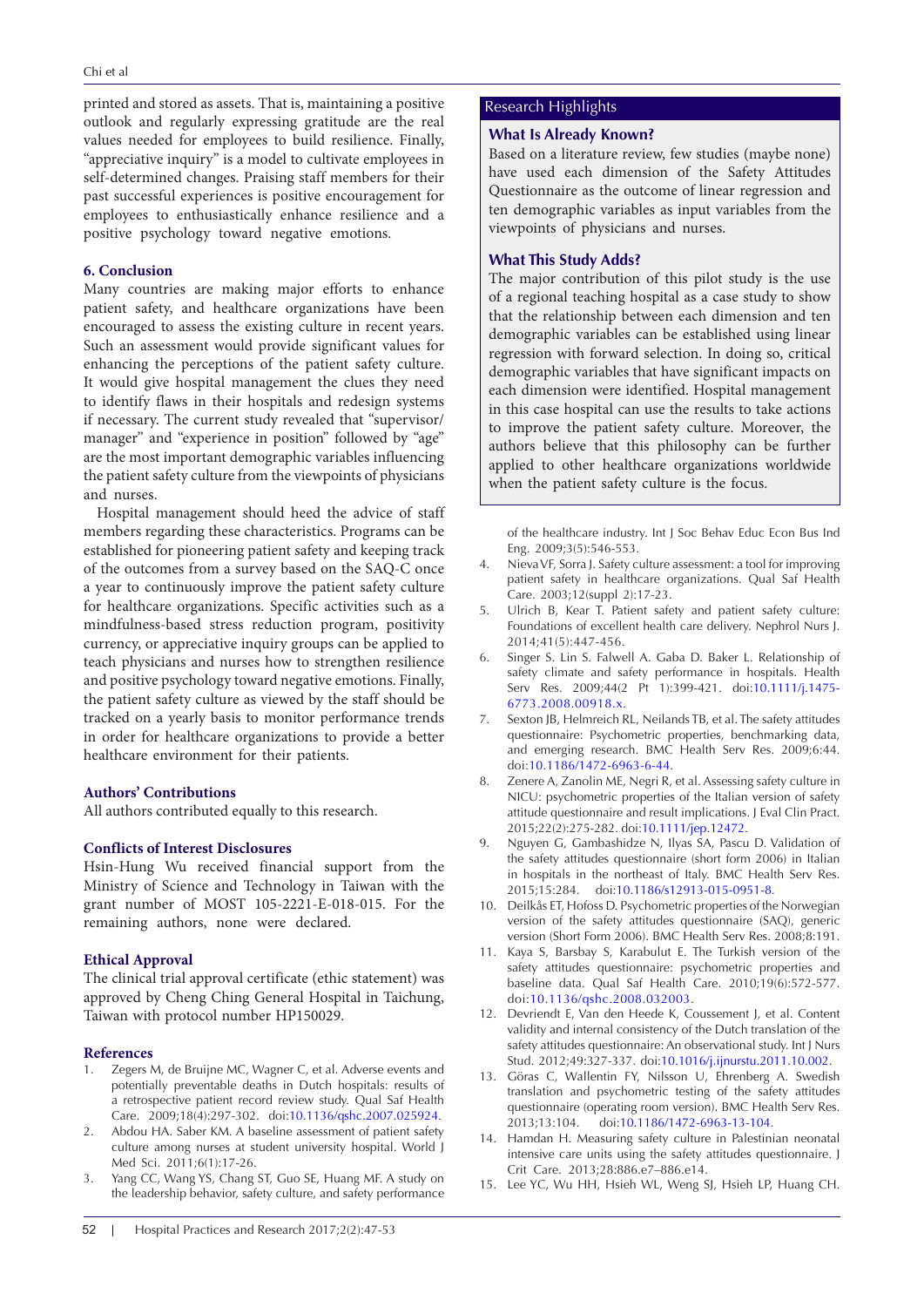printed and stored as assets. That is, maintaining a positive outlook and regularly expressing gratitude are the real values needed for employees to build resilience. Finally, "appreciative inquiry" is a model to cultivate employees in self-determined changes. Praising staff members for their past successful experiences is positive encouragement for employees to enthusiastically enhance resilience and a positive psychology toward negative emotions.

## 6. Conclusion

Many countries are making major efforts to enhance patient safety, and healthcare organizations have been encouraged to assess the existing culture in recent years. Such an assessment would provide significant values for enhancing the perceptions of the patient safety culture. It would give hospital management the clues they need to identify flaws in their hospitals and redesign systems if necessary. The current study revealed that "supervisor/manager" and "experience in position" followed by "age" are the most important demographic variables influencing the patient safety culture from the viewpoints of physicians and nurses.

Hospital management should heed the advice of staff members regarding these characteristics. Programs can be established for pioneering patient safety and keeping track of the outcomes from a survey based on the SAQ-C once a year to continuously improve the patient safety culture for healthcare organizations. Specific activities such as a mindfulness-based stress reduction program, positivity currency, or appreciative inquiry groups can be applied to teach physicians and nurses how to strengthen resilience and positive psychology toward negative emotions. Finally, the patient safety culture as viewed by the staff should be tracked on a yearly basis to monitor performance trends in order for healthcare organizations to provide a better healthcare environment for their patients.

### Authors' Contributions

All authors contributed equally to this research.

### Conflicts of Interest Disclosures

Hsin-Hung Wu received financial support from the Ministry of Science and Technology in Taiwan with the grant number of MOST 105-2221-E-018-015. For the remaining authors, none were declared.

### Ethical Approval

The clinical trial approval certificate (ethic statement) was approved by Cheng Ching General Hospital in Taichung, Taiwan with protocol number HP150029.

### Research Highlights

**What Is Already Known?**

Based on a literature review, few studies (maybe none) have used each dimension of the Safety Attitudes Questionnaire as the outcome of linear regression and ten demographic variables as input variables from the viewpoints of physicians and nurses.

**What This Study Adds?**

The major contribution of this pilot study is the use of a regional teaching hospital as a case study to show that the relationship between each dimension and ten demographic variables can be established using linear regression with forward selection. In doing so, critical demographic variables that have significant impacts on each dimension were identified. Hospital management in this case hospital can use the results to take actions to improve the patient safety culture. Moreover, the authors believe that this philosophy can be further applied to other healthcare organizations worldwide when the patient safety culture is the focus.

### References

1. Zegers M, de Bruijne MC, Wagner C, et al. Adverse events and potentially preventable deaths in Dutch hospitals: results of a retrospective patient record review study. Qual Saf Health Care. 2009;18(4):297-302. doi:10.1136/qshc.2007.025924.
2. Abdou HA. Saber KM. A baseline assessment of patient safety culture among nurses at student university hospital. World J Med Sci. 2011;6(1):17-26.
3. Yang CC, Wang YS, Chang ST, Guo SE, Huang MF. A study on the leadership behavior, safety culture, and safety performance of the healthcare industry. Int J Soc Behav Educ Econ Bus Ind Eng. 2009;3(5):546-553.
4. Nieva VF, Sorra J. Safety culture assessment: a tool for improving patient safety in healthcare organizations. Qual Saf Health Care. 2003;12(suppl 2):17-23.
5. Ulrich B, Kear T. Patient safety and patient safety culture: Foundations of excellent health care delivery. Nephrol Nurs J. 2014;41(5):447-456.
6. Singer S. Lin S. Falwell A. Gaba D. Baker L. Relationship of safety climate and safety performance in hospitals. Health Serv Res. 2009;44(2 Pt 1):399-421. doi:10.1111/j.1475-6773.2008.00918.x.
7. Sexton JB, Helmreich RL, Neilands TB, et al. The safety attitudes questionnaire: Psychometric properties, benchmarking data, and emerging research. BMC Health Serv Res. 2009;6:44. doi:10.1186/1472-6963-6-44.
8. Zenere A, Zanolin ME, Negri R, et al. Assessing safety culture in NICU: psychometric properties of the Italian version of safety attitude questionnaire and result implications. J Eval Clin Pract. 2015;22(2):275-282. doi:10.1111/jep.12472.
9. Nguyen G, Gambashidze N, Ilyas SA, Pascu D. Validation of the safety attitudes questionnaire (short form 2006) in Italian in hospitals in the northeast of Italy. BMC Health Serv Res. 2015;15:284. doi:10.1186/s12913-015-0951-8.
10. Deilkås ET, Hofoss D. Psychometric properties of the Norwegian version of the safety attitudes questionnaire (SAQ), generic version (Short Form 2006). BMC Health Serv Res. 2008;8:191.
11. Kaya S, Barsbay S, Karabulut E. The Turkish version of the safety attitudes questionnaire: psychometric properties and baseline data. Qual Saf Health Care. 2010;19(6):572-577. doi:10.1136/qshc.2008.032003.
12. Devriendt E, Van den Heede K, Coussement J, et al. Content validity and internal consistency of the Dutch translation of the safety attitudes questionnaire: An observational study. Int J Nurs Stud. 2012;49:327-337. doi:10.1016/j.ijnurstu.2011.10.002.
13. Göras C, Wallentin FY, Nilsson U, Ehrenberg A. Swedish translation and psychometric testing of the safety attitudes questionnaire (operating room version). BMC Health Serv Res. 2013;13:104. doi:10.1186/1472-6963-13-104.
14. Hamdan H. Measuring safety culture in Palestinian neonatal intensive care units using the safety attitudes questionnaire. J Crit Care. 2013;28:886.e7–886.e14.
15. Lee YC, Wu HH, Hsieh WL, Weng SJ, Hsieh LP, Huang CH.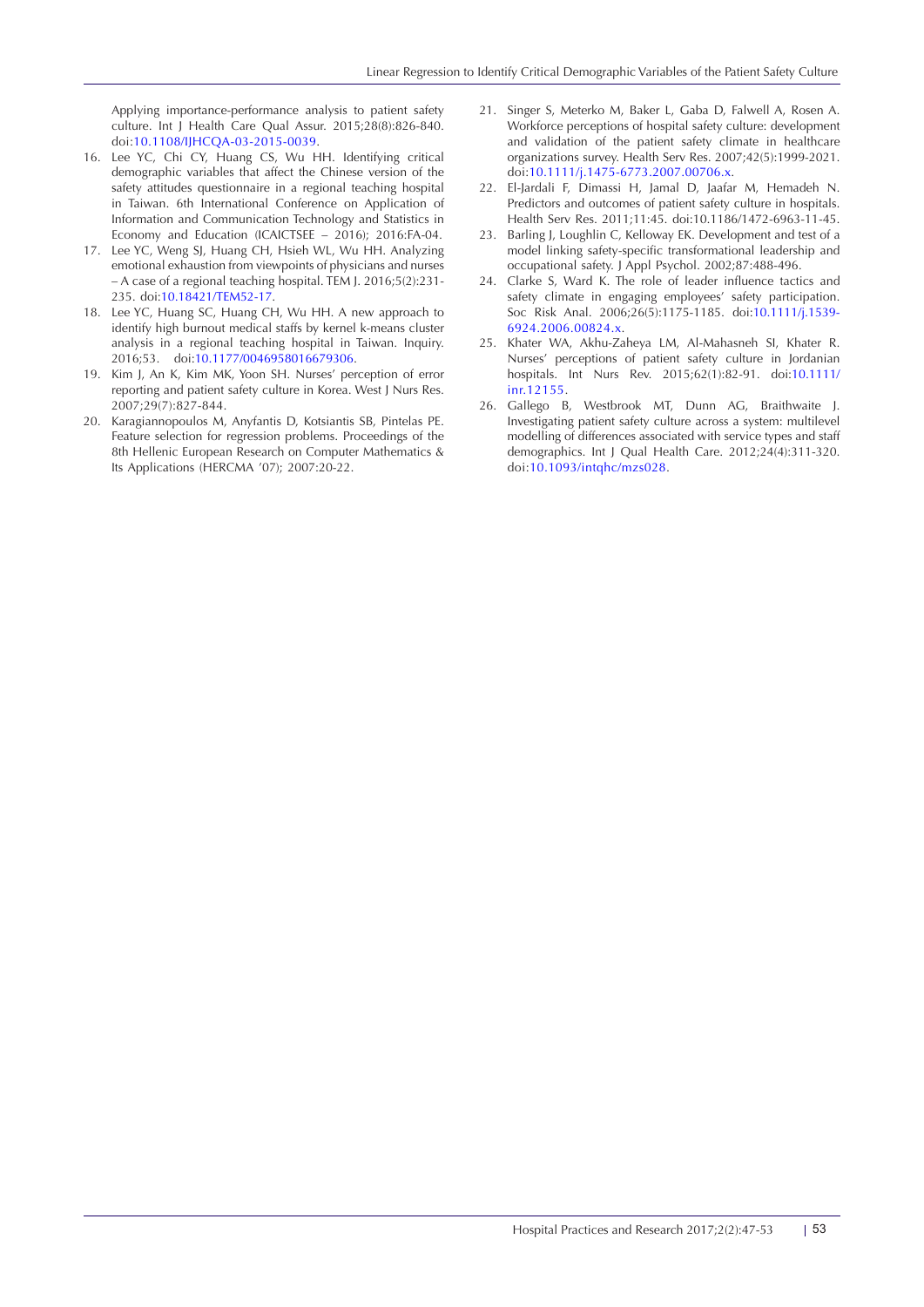Applying importance-performance analysis to patient safety culture. Int J Health Care Qual Assur. 2015;28(8):826-840. doi:10.1108/IJHCQA-03-2015-0039.

16. Lee YC, Chi CY, Huang CS, Wu HH. Identifying critical demographic variables that affect the Chinese version of the safety attitudes questionnaire in a regional teaching hospital in Taiwan. 6th International Conference on Application of Information and Communication Technology and Statistics in Economy and Education (ICAICTSEE – 2016); 2016:FA-04.
17. Lee YC, Weng SJ, Huang CH, Hsieh WL, Wu HH. Analyzing emotional exhaustion from viewpoints of physicians and nurses – A case of a regional teaching hospital. TEM J. 2016;5(2):231-235. doi:10.18421/TEM52-17.
18. Lee YC, Huang SC, Huang CH, Wu HH. A new approach to identify high burnout medical staffs by kernel k-means cluster analysis in a regional teaching hospital in Taiwan. Inquiry. 2016;53. doi:10.1177/0046958016679306.
19. Kim J, An K, Kim MK, Yoon SH. Nurses' perception of error reporting and patient safety culture in Korea. West J Nurs Res. 2007;29(7):827-844.
20. Karagiannopoulos M, Anyfantis D, Kotsiantis SB, Pintelas PE. Feature selection for regression problems. Proceedings of the 8th Hellenic European Research on Computer Mathematics & Its Applications (HERCMA '07); 2007:20-22.
21. Singer S, Meterko M, Baker L, Gaba D, Falwell A, Rosen A. Workforce perceptions of hospital safety culture: development and validation of the patient safety climate in healthcare organizations survey. Health Serv Res. 2007;42(5):1999-2021. doi:10.1111/j.1475-6773.2007.00706.x.
22. El-Jardali F, Dimassi H, Jamal D, Jaafar M, Hemadeh N. Predictors and outcomes of patient safety culture in hospitals. Health Serv Res. 2011;11:45. doi:10.1186/1472-6963-11-45.
23. Barling J, Loughlin C, Kelloway EK. Development and test of a model linking safety-specific transformational leadership and occupational safety. J Appl Psychol. 2002;87:488-496.
24. Clarke S, Ward K. The role of leader influence tactics and safety climate in engaging employees' safety participation. Soc Risk Anal. 2006;26(5):1175-1185. doi:10.1111/j.1539-6924.2006.00824.x.
25. Khater WA, Akhu-Zaheya LM, Al-Mahasneh SI, Khater R. Nurses' perceptions of patient safety culture in Jordanian hospitals. Int Nurs Rev. 2015;62(1):82-91. doi:10.1111/inr.12155.
26. Gallego B, Westbrook MT, Dunn AG, Braithwaite J. Investigating patient safety culture across a system: multilevel modelling of differences associated with service types and staff demographics. Int J Qual Health Care. 2012;24(4):311-320. doi:10.1093/intqhc/mzs028.